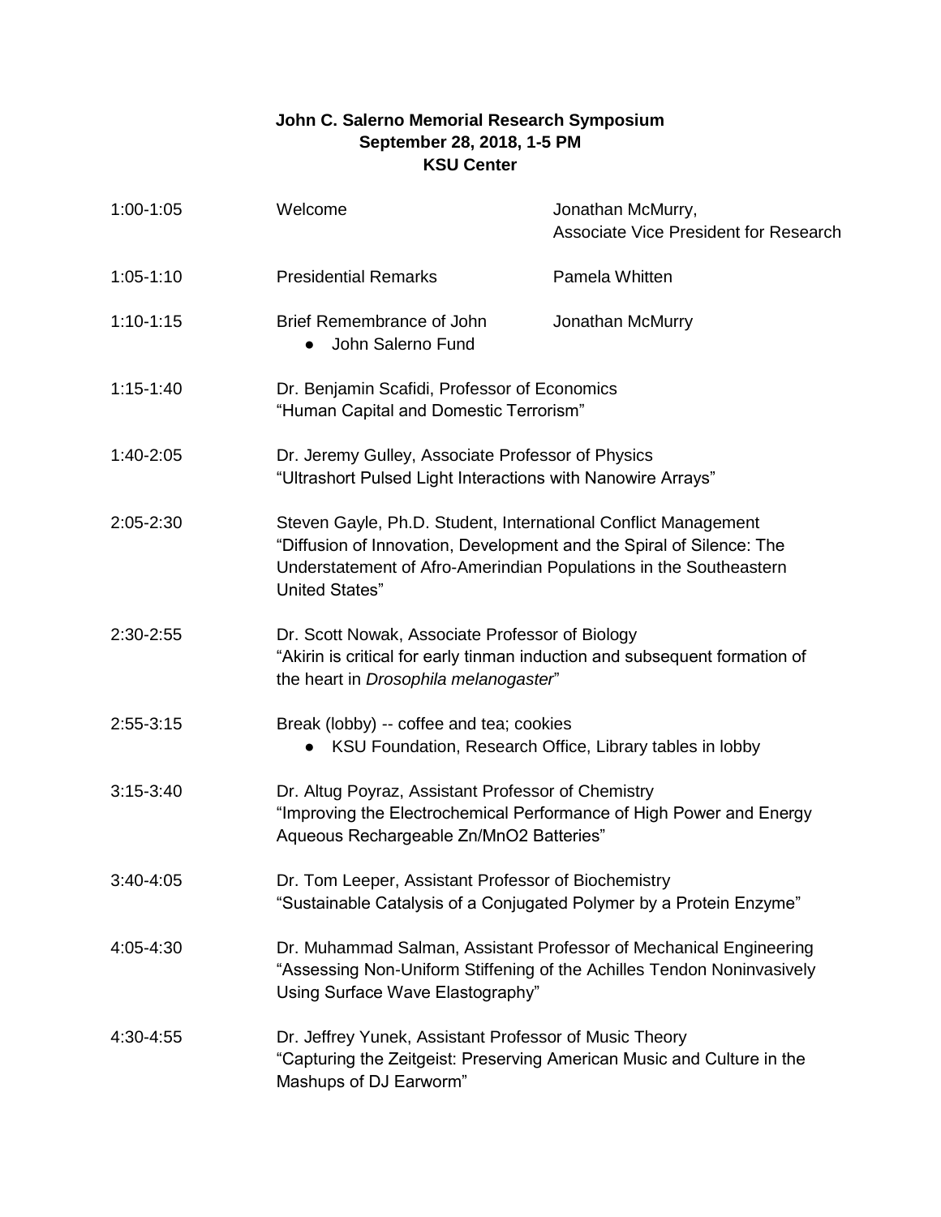# John C. Salerno Memorial Research Symposium

**September 28, 2018, 1-5 PM**

**KSU Center**

| Time | Event | Speaker |
|---|---|---|
| 1:00-1:05 | Welcome | Jonathan McMurry, Associate Vice President for Research |
| 1:05-1:10 | Presidential Remarks | Pamela Whitten |
| 1:10-1:15 | Brief Remembrance of John<br>• John Salerno Fund | Jonathan McMurry |

1:15-1:40 — Dr. Benjamin Scafidi, Professor of Economics
"Human Capital and Domestic Terrorism"

1:40-2:05 — Dr. Jeremy Gulley, Associate Professor of Physics
"Ultrashort Pulsed Light Interactions with Nanowire Arrays"

2:05-2:30 — Steven Gayle, Ph.D. Student, International Conflict Management
"Diffusion of Innovation, Development and the Spiral of Silence: The Understatement of Afro-Amerindian Populations in the Southeastern United States"

2:30-2:55 — Dr. Scott Nowak, Associate Professor of Biology
"Akirin is critical for early tinman induction and subsequent formation of the heart in *Drosophila melanogaster*"

2:55-3:15 — Break (lobby) -- coffee and tea; cookies
- KSU Foundation, Research Office, Library tables in lobby

3:15-3:40 — Dr. Altug Poyraz, Assistant Professor of Chemistry
"Improving the Electrochemical Performance of High Power and Energy Aqueous Rechargeable Zn/MnO2 Batteries"

3:40-4:05 — Dr. Tom Leeper, Assistant Professor of Biochemistry
"Sustainable Catalysis of a Conjugated Polymer by a Protein Enzyme"

4:05-4:30 — Dr. Muhammad Salman, Assistant Professor of Mechanical Engineering
"Assessing Non-Uniform Stiffening of the Achilles Tendon Noninvasively Using Surface Wave Elastography"

4:30-4:55 — Dr. Jeffrey Yunek, Assistant Professor of Music Theory
"Capturing the Zeitgeist: Preserving American Music and Culture in the Mashups of DJ Earworm"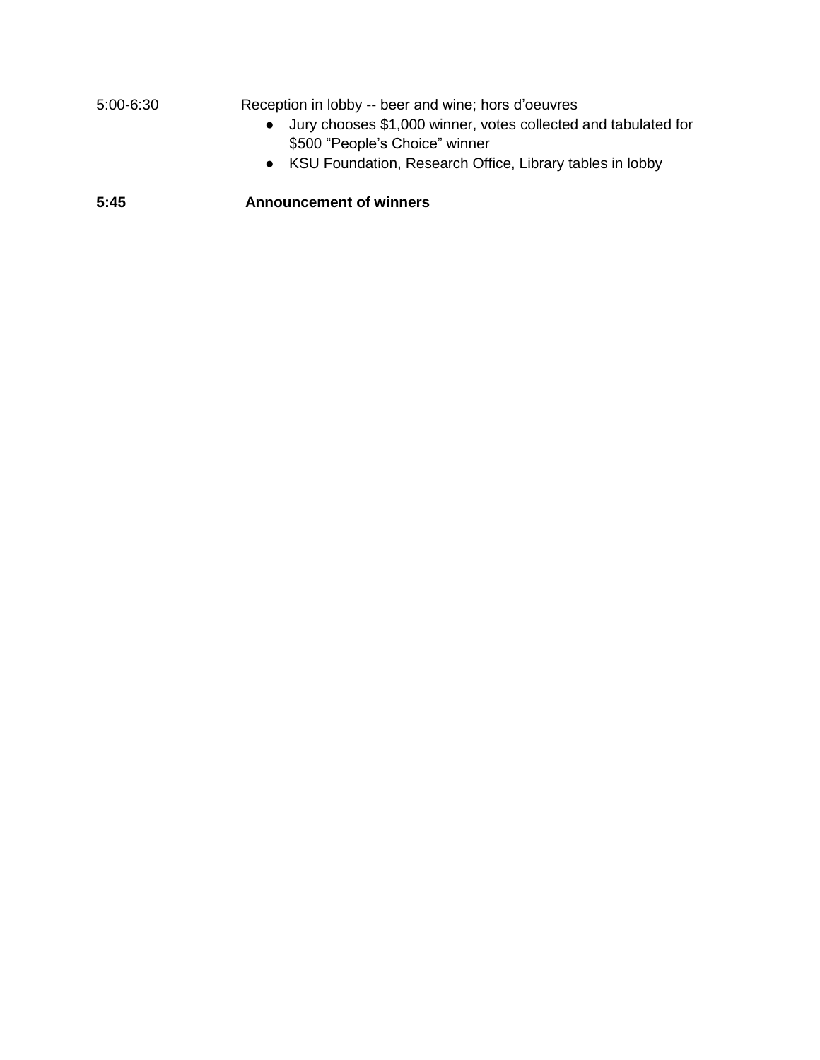5:00-6:30 Reception in lobby -- beer and wine; hors d'oeuvres

- Jury chooses $1,000 winner, votes collected and tabulated for $500 "People's Choice" winner
- KSU Foundation, Research Office, Library tables in lobby

**5:45 Announcement of winners**